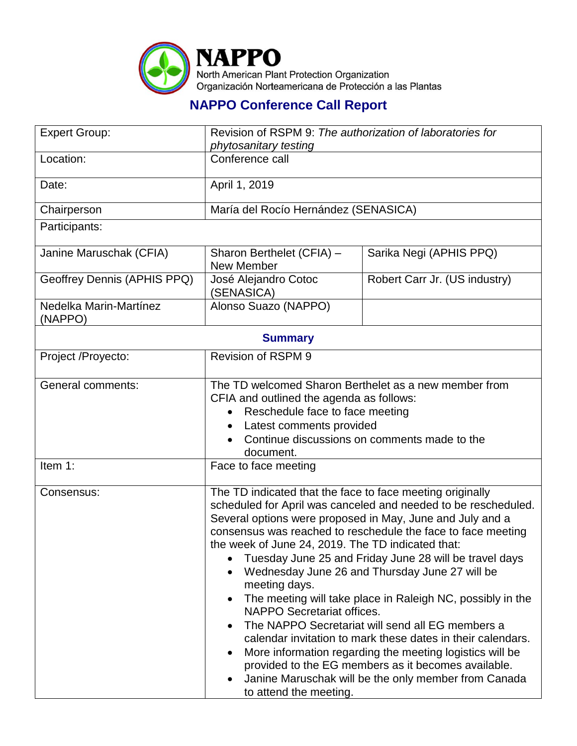**NAPPO**
North American Plant Protection Organization
Organización Norteamericana de Protección a las Plantas

# NAPPO Conference Call Report

| Expert Group: | Revision of RSPM 9: *The authorization of laboratories for phytosanitary testing* | |
|---|---|---|
| Location: | Conference call | |
| Date: | April 1, 2019 | |
| Chairperson | María del Rocío Hernández (SENASICA) | |
| Participants: | | |
| Janine Maruschak (CFIA) | Sharon Berthelet (CFIA) – New Member | Sarika Negi (APHIS PPQ) |
| Geoffrey Dennis (APHIS PPQ) | José Alejandro Cotoc (SENASICA) | Robert Carr Jr. (US industry) |
| Nedelka Marin-Martínez (NAPPO) | Alonso Suazo (NAPPO) | |
| **Summary** | | |
| Project /Proyecto: | Revision of RSPM 9 | |
| General comments: | The TD welcomed Sharon Berthelet as a new member from CFIA and outlined the agenda as follows:<br>• Reschedule face to face meeting<br>• Latest comments provided<br>• Continue discussions on comments made to the document. | |
| Item 1: | Face to face meeting | |
| Consensus: | The TD indicated that the face to face meeting originally scheduled for April was canceled and needed to be rescheduled. Several options were proposed in May, June and July and a consensus was reached to reschedule the face to face meeting the week of June 24, 2019. The TD indicated that:<br>• Tuesday June 25 and Friday June 28 will be travel days<br>• Wednesday June 26 and Thursday June 27 will be meeting days.<br>• The meeting will take place in Raleigh NC, possibly in the NAPPO Secretariat offices.<br>• The NAPPO Secretariat will send all EG members a calendar invitation to mark these dates in their calendars.<br>• More information regarding the meeting logistics will be provided to the EG members as it becomes available.<br>• Janine Maruschak will be the only member from Canada to attend the meeting. | |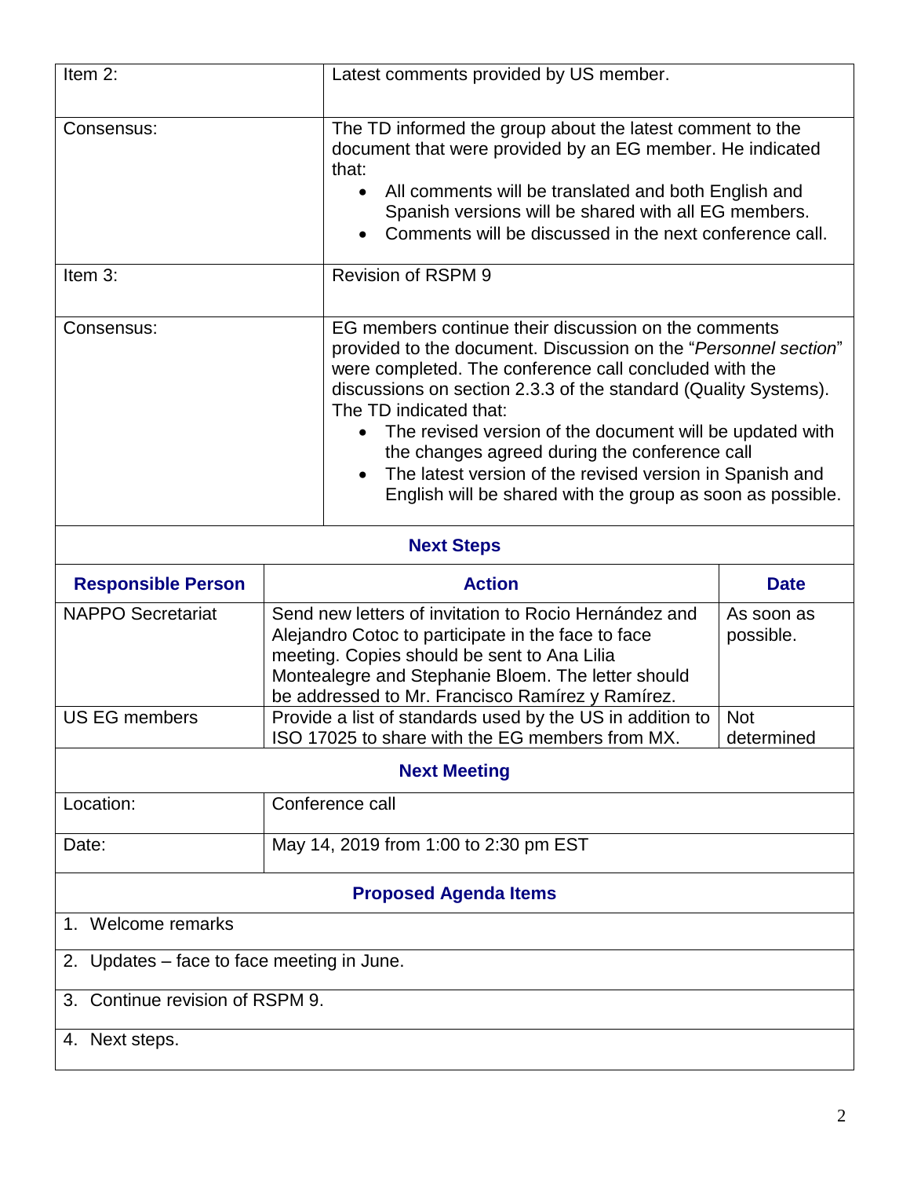| | |
|---|---|
| Item 2: | Latest comments provided by US member. |
| Consensus: | The TD informed the group about the latest comment to the document that were provided by an EG member. He indicated that:<br>• All comments will be translated and both English and Spanish versions will be shared with all EG members.<br>• Comments will be discussed in the next conference call. |
| Item 3: | Revision of RSPM 9 |
| Consensus: | EG members continue their discussion on the comments provided to the document. Discussion on the "*Personnel section*" were completed. The conference call concluded with the discussions on section 2.3.3 of the standard (Quality Systems). The TD indicated that:<br>• The revised version of the document will be updated with the changes agreed during the conference call<br>• The latest version of the revised version in Spanish and English will be shared with the group as soon as possible. |

**Next Steps**

| Responsible Person | Action | Date |
|---|---|---|
| NAPPO Secretariat | Send new letters of invitation to Rocio Hernández and Alejandro Cotoc to participate in the face to face meeting. Copies should be sent to Ana Lilia Montealegre and Stephanie Bloem. The letter should be addressed to Mr. Francisco Ramírez y Ramírez. | As soon as possible. |
| US EG members | Provide a list of standards used by the US in addition to ISO 17025 to share with the EG members from MX. | Not determined |

**Next Meeting**

| | |
|---|---|
| Location: | Conference call |
| Date: | May 14, 2019 from 1:00 to 2:30 pm EST |

**Proposed Agenda Items**

1. Welcome remarks
2. Updates – face to face meeting in June.
3. Continue revision of RSPM 9.
4. Next steps.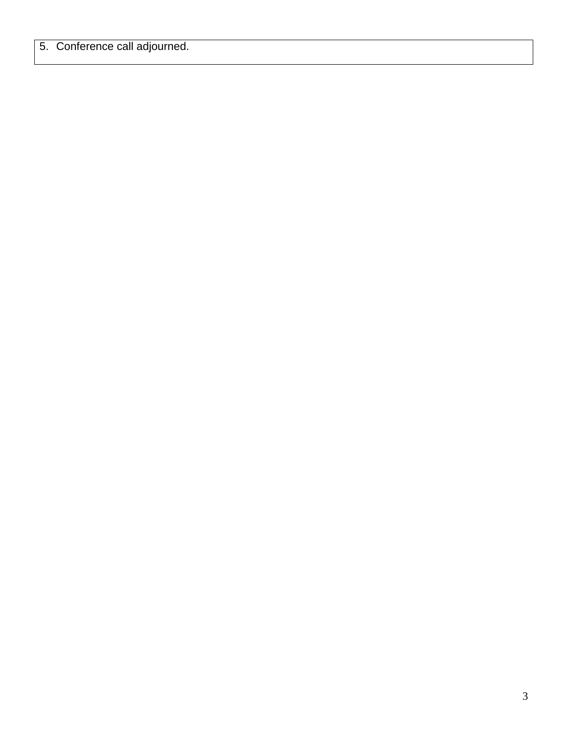| |
|---|
| 5. Conference call adjourned. |